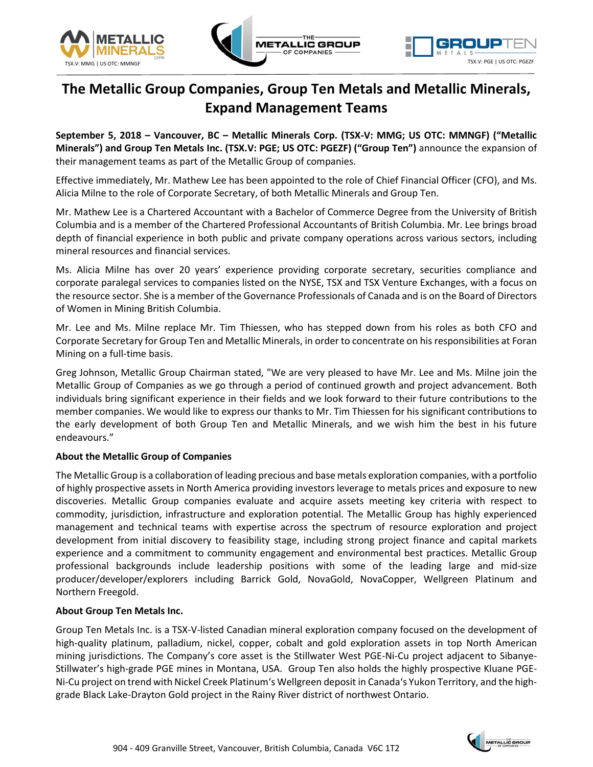# The Metallic Group Companies, Group Ten Metals and Metallic Minerals, Expand Management Teams

**September 5, 2018 – Vancouver, BC – Metallic Minerals Corp. (TSX-V: MMG; US OTC: MMNGF) ("Metallic Minerals") and Group Ten Metals Inc. (TSX.V: PGE; US OTC: PGEZF) ("Group Ten")** announce the expansion of their management teams as part of the Metallic Group of companies.

Effective immediately, Mr. Mathew Lee has been appointed to the role of Chief Financial Officer (CFO), and Ms. Alicia Milne to the role of Corporate Secretary, of both Metallic Minerals and Group Ten.

Mr. Mathew Lee is a Chartered Accountant with a Bachelor of Commerce Degree from the University of British Columbia and is a member of the Chartered Professional Accountants of British Columbia. Mr. Lee brings broad depth of financial experience in both public and private company operations across various sectors, including mineral resources and financial services.

Ms. Alicia Milne has over 20 years' experience providing corporate secretary, securities compliance and corporate paralegal services to companies listed on the NYSE, TSX and TSX Venture Exchanges, with a focus on the resource sector. She is a member of the Governance Professionals of Canada and is on the Board of Directors of Women in Mining British Columbia.

Mr. Lee and Ms. Milne replace Mr. Tim Thiessen, who has stepped down from his roles as both CFO and Corporate Secretary for Group Ten and Metallic Minerals, in order to concentrate on his responsibilities at Foran Mining on a full-time basis.

Greg Johnson, Metallic Group Chairman stated, "We are very pleased to have Mr. Lee and Ms. Milne join the Metallic Group of Companies as we go through a period of continued growth and project advancement. Both individuals bring significant experience in their fields and we look forward to their future contributions to the member companies. We would like to express our thanks to Mr. Tim Thiessen for his significant contributions to the early development of both Group Ten and Metallic Minerals, and we wish him the best in his future endeavours."

**About the Metallic Group of Companies**

The Metallic Group is a collaboration of leading precious and base metals exploration companies, with a portfolio of highly prospective assets in North America providing investors leverage to metals prices and exposure to new discoveries. Metallic Group companies evaluate and acquire assets meeting key criteria with respect to commodity, jurisdiction, infrastructure and exploration potential. The Metallic Group has highly experienced management and technical teams with expertise across the spectrum of resource exploration and project development from initial discovery to feasibility stage, including strong project finance and capital markets experience and a commitment to community engagement and environmental best practices. Metallic Group professional backgrounds include leadership positions with some of the leading large and mid-size producer/developer/explorers including Barrick Gold, NovaGold, NovaCopper, Wellgreen Platinum and Northern Freegold.

**About Group Ten Metals Inc.**

Group Ten Metals Inc. is a TSX-V-listed Canadian mineral exploration company focused on the development of high-quality platinum, palladium, nickel, copper, cobalt and gold exploration assets in top North American mining jurisdictions. The Company's core asset is the Stillwater West PGE-Ni-Cu project adjacent to Sibanye-Stillwater's high-grade PGE mines in Montana, USA. Group Ten also holds the highly prospective Kluane PGE-Ni-Cu project on trend with Nickel Creek Platinum's Wellgreen deposit in Canada's Yukon Territory, and the high-grade Black Lake-Drayton Gold project in the Rainy River district of northwest Ontario.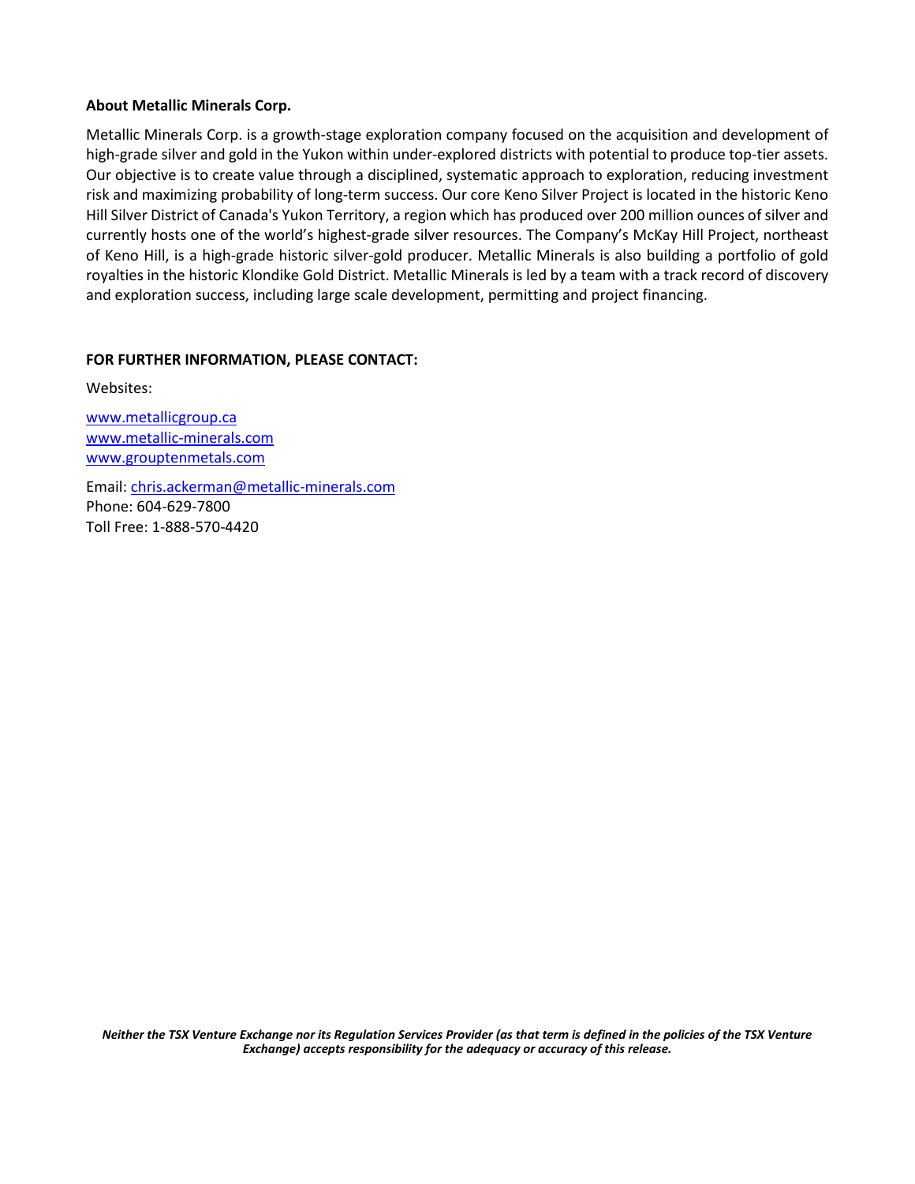**About Metallic Minerals Corp.**

Metallic Minerals Corp. is a growth-stage exploration company focused on the acquisition and development of high-grade silver and gold in the Yukon within under-explored districts with potential to produce top-tier assets. Our objective is to create value through a disciplined, systematic approach to exploration, reducing investment risk and maximizing probability of long-term success. Our core Keno Silver Project is located in the historic Keno Hill Silver District of Canada's Yukon Territory, a region which has produced over 200 million ounces of silver and currently hosts one of the world's highest-grade silver resources. The Company's McKay Hill Project, northeast of Keno Hill, is a high-grade historic silver-gold producer. Metallic Minerals is also building a portfolio of gold royalties in the historic Klondike Gold District. Metallic Minerals is led by a team with a track record of discovery and exploration success, including large scale development, permitting and project financing.

**FOR FURTHER INFORMATION, PLEASE CONTACT:**

Websites:

www.metallicgroup.ca
www.metallic-minerals.com
www.grouptenmetals.com

Email: chris.ackerman@metallic-minerals.com
Phone: 604-629-7800
Toll Free: 1-888-570-4420

***Neither the TSX Venture Exchange nor its Regulation Services Provider (as that term is defined in the policies of the TSX Venture Exchange) accepts responsibility for the adequacy or accuracy of this release.***